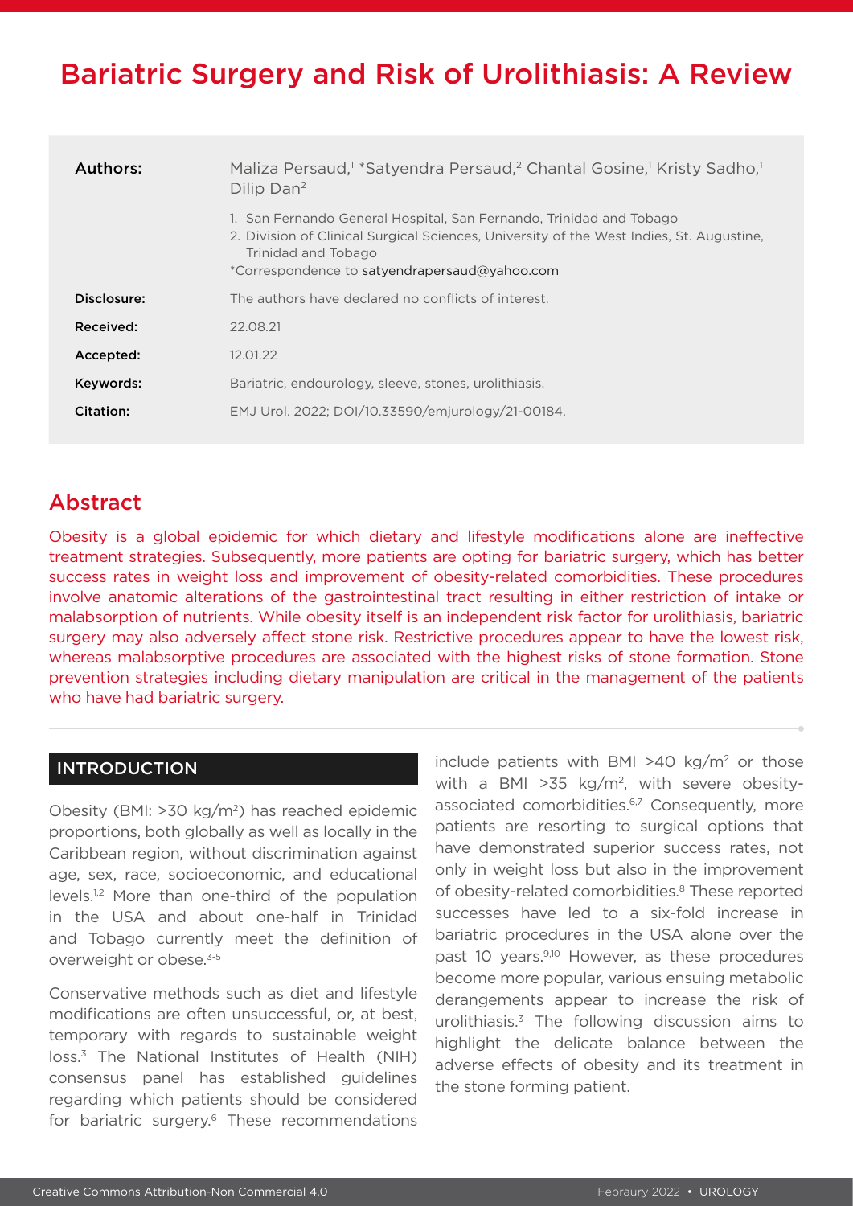# Bariatric Surgery and Risk of Urolithiasis: A Review

| | |
|---|---|
| **Authors:** | Maliza Persaud,[1] *Satyendra Persaud,[2] Chantal Gosine,[1] Kristy Sadho,[1] Dilip Dan[2]<br>1. San Fernando General Hospital, San Fernando, Trinidad and Tobago<br>2. Division of Clinical Surgical Sciences, University of the West Indies, St. Augustine, Trinidad and Tobago<br>*Correspondence to satyendrapersaud@yahoo.com |
| **Disclosure:** | The authors have declared no conflicts of interest. |
| **Received:** | 22.08.21 |
| **Accepted:** | 12.01.22 |
| **Keywords:** | Bariatric, endourology, sleeve, stones, urolithiasis. |
| **Citation:** | EMJ Urol. 2022; DOI/10.33590/emjurology/21-00184. |

## Abstract

Obesity is a global epidemic for which dietary and lifestyle modifications alone are ineffective treatment strategies. Subsequently, more patients are opting for bariatric surgery, which has better success rates in weight loss and improvement of obesity-related comorbidities. These procedures involve anatomic alterations of the gastrointestinal tract resulting in either restriction of intake or malabsorption of nutrients. While obesity itself is an independent risk factor for urolithiasis, bariatric surgery may also adversely affect stone risk. Restrictive procedures appear to have the lowest risk, whereas malabsorptive procedures are associated with the highest risks of stone formation. Stone prevention strategies including dietary manipulation are critical in the management of the patients who have had bariatric surgery.

## INTRODUCTION

Obesity (BMI: >30 kg/m$^2$) has reached epidemic proportions, both globally as well as locally in the Caribbean region, without discrimination against age, sex, race, socioeconomic, and educational levels.[1,2] More than one-third of the population in the USA and about one-half in Trinidad and Tobago currently meet the definition of overweight or obese.[3-5]

Conservative methods such as diet and lifestyle modifications are often unsuccessful, or, at best, temporary with regards to sustainable weight loss.[3] The National Institutes of Health (NIH) consensus panel has established guidelines regarding which patients should be considered for bariatric surgery.[6] These recommendations include patients with BMI >40 kg/m$^2$ or those with a BMI >35 kg/m$^2$, with severe obesity-associated comorbidities.[6,7] Consequently, more patients are resorting to surgical options that have demonstrated superior success rates, not only in weight loss but also in the improvement of obesity-related comorbidities.[8] These reported successes have led to a six-fold increase in bariatric procedures in the USA alone over the past 10 years.[9,10] However, as these procedures become more popular, various ensuing metabolic derangements appear to increase the risk of urolithiasis.[3] The following discussion aims to highlight the delicate balance between the adverse effects of obesity and its treatment in the stone forming patient.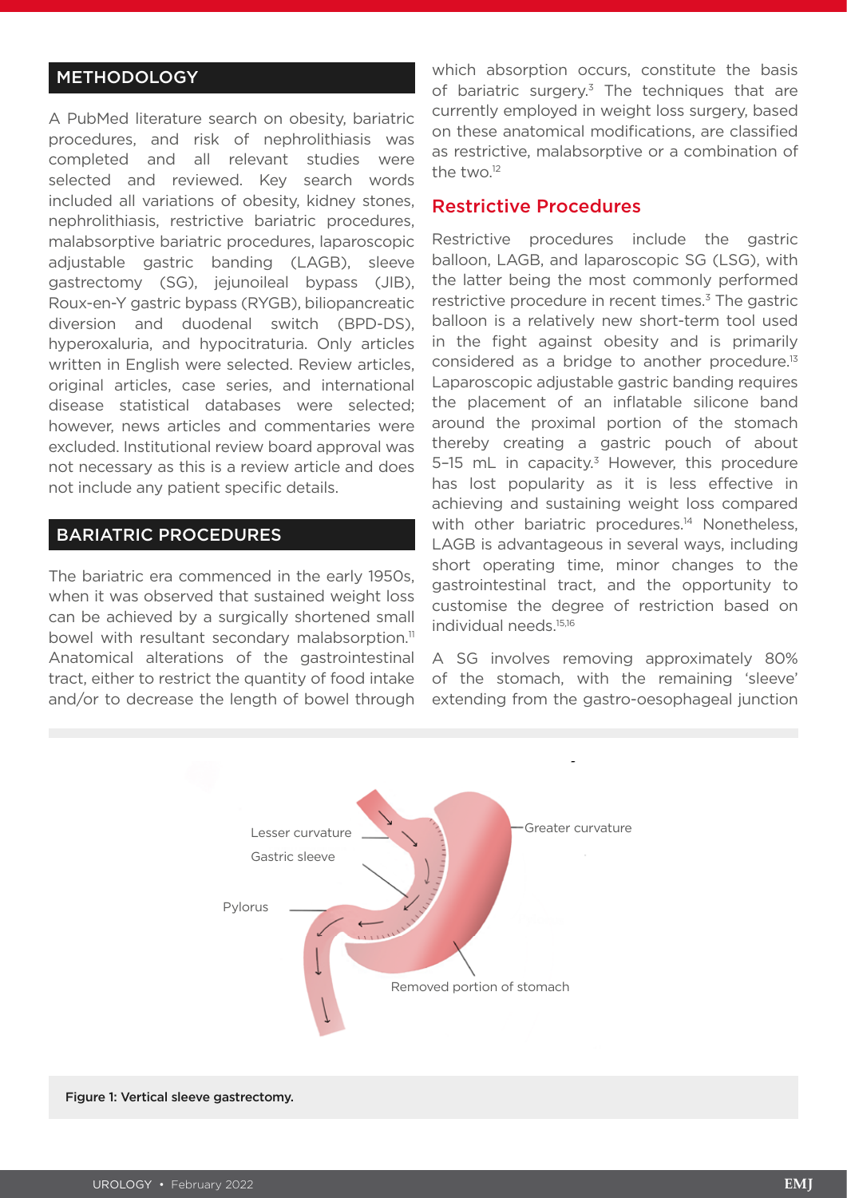## METHODOLOGY

A PubMed literature search on obesity, bariatric procedures, and risk of nephrolithiasis was completed and all relevant studies were selected and reviewed. Key search words included all variations of obesity, kidney stones, nephrolithiasis, restrictive bariatric procedures, malabsorptive bariatric procedures, laparoscopic adjustable gastric banding (LAGB), sleeve gastrectomy (SG), jejunoileal bypass (JIB), Roux-en-Y gastric bypass (RYGB), biliopancreatic diversion and duodenal switch (BPD-DS), hyperoxaluria, and hypocitraturia. Only articles written in English were selected. Review articles, original articles, case series, and international disease statistical databases were selected; however, news articles and commentaries were excluded. Institutional review board approval was not necessary as this is a review article and does not include any patient specific details.

## BARIATRIC PROCEDURES

The bariatric era commenced in the early 1950s, when it was observed that sustained weight loss can be achieved by a surgically shortened small bowel with resultant secondary malabsorption.[11] Anatomical alterations of the gastrointestinal tract, either to restrict the quantity of food intake and/or to decrease the length of bowel through which absorption occurs, constitute the basis of bariatric surgery.[3] The techniques that are currently employed in weight loss surgery, based on these anatomical modifications, are classified as restrictive, malabsorptive or a combination of the two.[12]

### Restrictive Procedures

Restrictive procedures include the gastric balloon, LAGB, and laparoscopic SG (LSG), with the latter being the most commonly performed restrictive procedure in recent times.[3] The gastric balloon is a relatively new short-term tool used in the fight against obesity and is primarily considered as a bridge to another procedure.[13] Laparoscopic adjustable gastric banding requires the placement of an inflatable silicone band around the proximal portion of the stomach thereby creating a gastric pouch of about 5–15 mL in capacity.[3] However, this procedure has lost popularity as it is less effective in achieving and sustaining weight loss compared with other bariatric procedures.[14] Nonetheless, LAGB is advantageous in several ways, including short operating time, minor changes to the gastrointestinal tract, and the opportunity to customise the degree of restriction based on individual needs.[15,16]

A SG involves removing approximately 80% of the stomach, with the remaining 'sleeve' extending from the gastro-oesophageal junction

Figure 1: Vertical sleeve gastrectomy.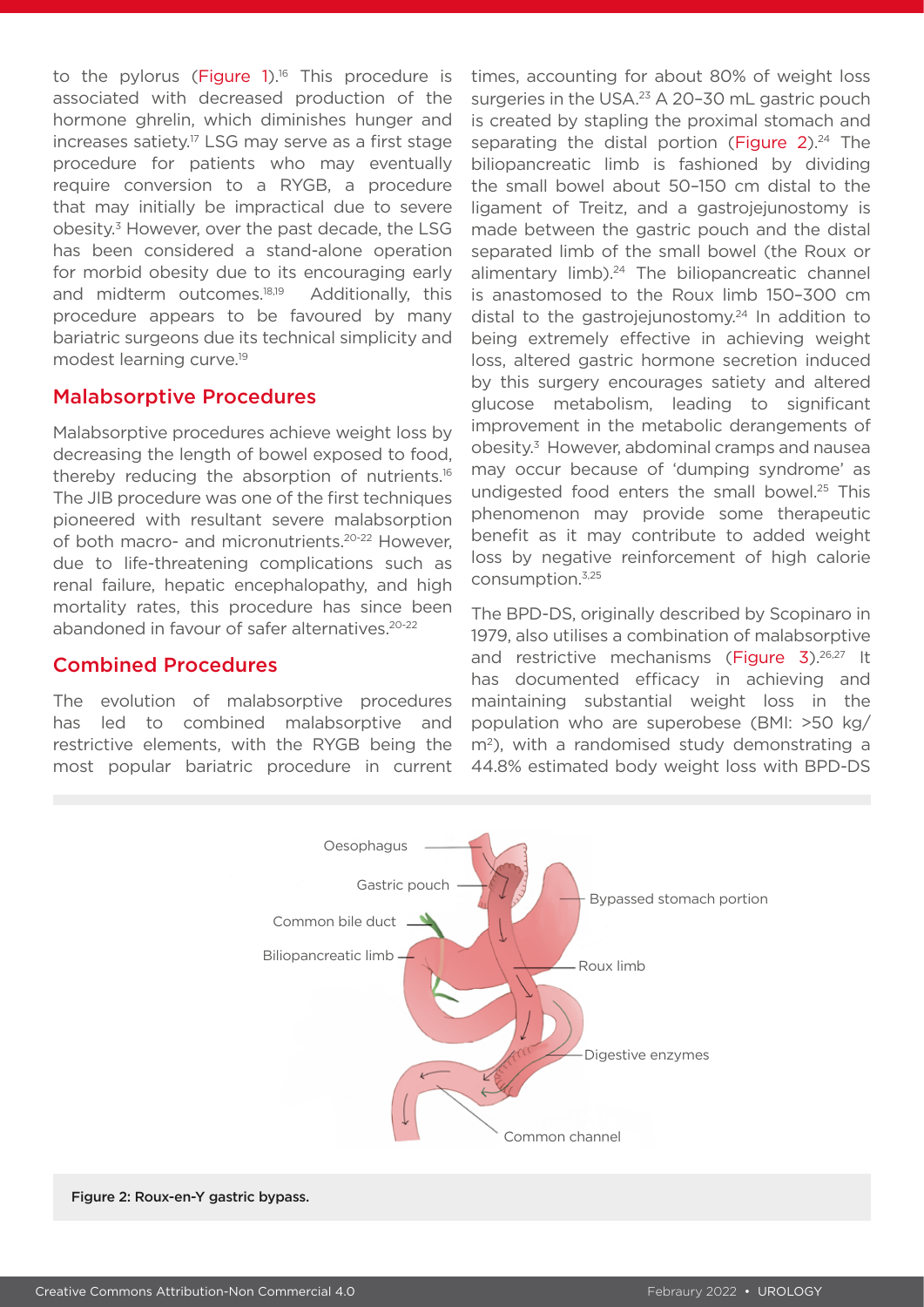to the pylorus (Figure 1).[16] This procedure is associated with decreased production of the hormone ghrelin, which diminishes hunger and increases satiety.[17] LSG may serve as a first stage procedure for patients who may eventually require conversion to a RYGB, a procedure that may initially be impractical due to severe obesity.[3] However, over the past decade, the LSG has been considered a stand-alone operation for morbid obesity due to its encouraging early and midterm outcomes.[18,19] Additionally, this procedure appears to be favoured by many bariatric surgeons due its technical simplicity and modest learning curve.[19]

## Malabsorptive Procedures

Malabsorptive procedures achieve weight loss by decreasing the length of bowel exposed to food, thereby reducing the absorption of nutrients.[16] The JIB procedure was one of the first techniques pioneered with resultant severe malabsorption of both macro- and micronutrients.[20-22] However, due to life-threatening complications such as renal failure, hepatic encephalopathy, and high mortality rates, this procedure has since been abandoned in favour of safer alternatives.[20-22]

## Combined Procedures

The evolution of malabsorptive procedures has led to combined malabsorptive and restrictive elements, with the RYGB being the most popular bariatric procedure in current times, accounting for about 80% of weight loss surgeries in the USA.[23] A 20–30 mL gastric pouch is created by stapling the proximal stomach and separating the distal portion (Figure 2).[24] The biliopancreatic limb is fashioned by dividing the small bowel about 50–150 cm distal to the ligament of Treitz, and a gastrojejunostomy is made between the gastric pouch and the distal separated limb of the small bowel (the Roux or alimentary limb).[24] The biliopancreatic channel is anastomosed to the Roux limb 150–300 cm distal to the gastrojejunostomy.[24] In addition to being extremely effective in achieving weight loss, altered gastric hormone secretion induced by this surgery encourages satiety and altered glucose metabolism, leading to significant improvement in the metabolic derangements of obesity.[3] However, abdominal cramps and nausea may occur because of 'dumping syndrome' as undigested food enters the small bowel.[25] This phenomenon may provide some therapeutic benefit as it may contribute to added weight loss by negative reinforcement of high calorie consumption.[3,25]

The BPD-DS, originally described by Scopinaro in 1979, also utilises a combination of malabsorptive and restrictive mechanisms (Figure 3).[26,27] It has documented efficacy in achieving and maintaining substantial weight loss in the population who are superobese (BMI: >50 kg/m²), with a randomised study demonstrating a 44.8% estimated body weight loss with BPD-DS

Figure 2: Roux-en-Y gastric bypass.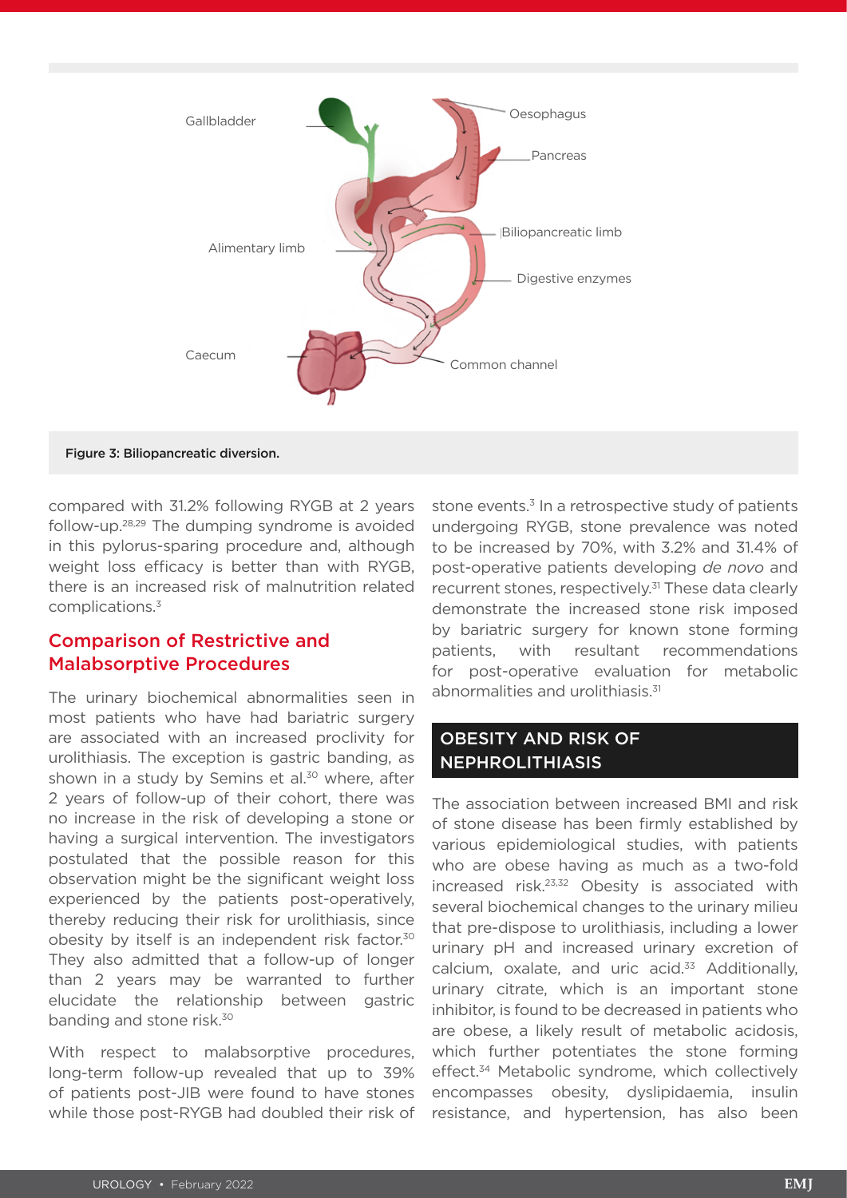Gallbladder

Oesophagus

Pancreas

Biliopancreatic limb

Alimentary limb

Digestive enzymes

Caecum

Common channel

**Figure 3: Biliopancreatic diversion.**

compared with 31.2% following RYGB at 2 years follow-up.[28,29] The dumping syndrome is avoided in this pylorus-sparing procedure and, although weight loss efficacy is better than with RYGB, there is an increased risk of malnutrition related complications.[3]

## Comparison of Restrictive and Malabsorptive Procedures

The urinary biochemical abnormalities seen in most patients who have had bariatric surgery are associated with an increased proclivity for urolithiasis. The exception is gastric banding, as shown in a study by Semins et al.[30] where, after 2 years of follow-up of their cohort, there was no increase in the risk of developing a stone or having a surgical intervention. The investigators postulated that the possible reason for this observation might be the significant weight loss experienced by the patients post-operatively, thereby reducing their risk for urolithiasis, since obesity by itself is an independent risk factor.[30] They also admitted that a follow-up of longer than 2 years may be warranted to further elucidate the relationship between gastric banding and stone risk.[30]

With respect to malabsorptive procedures, long-term follow-up revealed that up to 39% of patients post-JIB were found to have stones while those post-RYGB had doubled their risk of stone events.[3] In a retrospective study of patients undergoing RYGB, stone prevalence was noted to be increased by 70%, with 3.2% and 31.4% of post-operative patients developing *de novo* and recurrent stones, respectively.[31] These data clearly demonstrate the increased stone risk imposed by bariatric surgery for known stone forming patients, with resultant recommendations for post-operative evaluation for metabolic abnormalities and urolithiasis.[31]

# OBESITY AND RISK OF NEPHROLITHIASIS

The association between increased BMI and risk of stone disease has been firmly established by various epidemiological studies, with patients who are obese having as much as a two-fold increased risk.[23,32] Obesity is associated with several biochemical changes to the urinary milieu that pre-dispose to urolithiasis, including a lower urinary pH and increased urinary excretion of calcium, oxalate, and uric acid.[33] Additionally, urinary citrate, which is an important stone inhibitor, is found to be decreased in patients who are obese, a likely result of metabolic acidosis, which further potentiates the stone forming effect.[34] Metabolic syndrome, which collectively encompasses obesity, dyslipidaemia, insulin resistance, and hypertension, has also been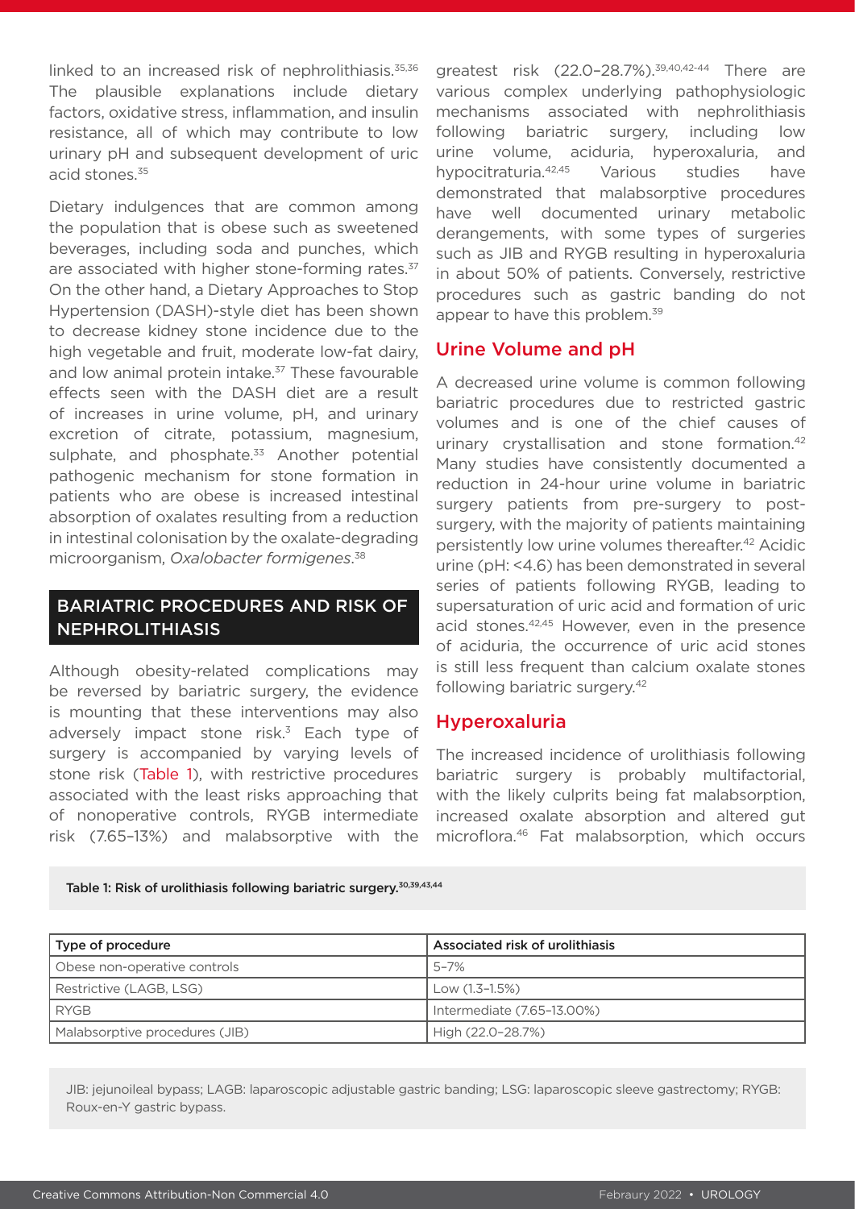linked to an increased risk of nephrolithiasis.[35,36] The plausible explanations include dietary factors, oxidative stress, inflammation, and insulin resistance, all of which may contribute to low urinary pH and subsequent development of uric acid stones.[35]

Dietary indulgences that are common among the population that is obese such as sweetened beverages, including soda and punches, which are associated with higher stone-forming rates.[37] On the other hand, a Dietary Approaches to Stop Hypertension (DASH)-style diet has been shown to decrease kidney stone incidence due to the high vegetable and fruit, moderate low-fat dairy, and low animal protein intake.[37] These favourable effects seen with the DASH diet are a result of increases in urine volume, pH, and urinary excretion of citrate, potassium, magnesium, sulphate, and phosphate.[33] Another potential pathogenic mechanism for stone formation in patients who are obese is increased intestinal absorption of oxalates resulting from a reduction in intestinal colonisation by the oxalate-degrading microorganism, *Oxalobacter formigenes*.[38]

## BARIATRIC PROCEDURES AND RISK OF NEPHROLITHIASIS

Although obesity-related complications may be reversed by bariatric surgery, the evidence is mounting that these interventions may also adversely impact stone risk.[3] Each type of surgery is accompanied by varying levels of stone risk (Table 1), with restrictive procedures associated with the least risks approaching that of nonoperative controls, RYGB intermediate risk (7.65–13%) and malabsorptive with the greatest risk (22.0–28.7%).[39,40,42-44] There are various complex underlying pathophysiologic mechanisms associated with nephrolithiasis following bariatric surgery, including low urine volume, aciduria, hyperoxaluria, and hypocitraturia.[42,45] Various studies have demonstrated that malabsorptive procedures have well documented urinary metabolic derangements, with some types of surgeries such as JIB and RYGB resulting in hyperoxaluria in about 50% of patients. Conversely, restrictive procedures such as gastric banding do not appear to have this problem.[39]

### Urine Volume and pH

A decreased urine volume is common following bariatric procedures due to restricted gastric volumes and is one of the chief causes of urinary crystallisation and stone formation.[42] Many studies have consistently documented a reduction in 24-hour urine volume in bariatric surgery patients from pre-surgery to post-surgery, with the majority of patients maintaining persistently low urine volumes thereafter.[42] Acidic urine (pH: <4.6) has been demonstrated in several series of patients following RYGB, leading to supersaturation of uric acid and formation of uric acid stones.[42,45] However, even in the presence of aciduria, the occurrence of uric acid stones is still less frequent than calcium oxalate stones following bariatric surgery.[42]

### Hyperoxaluria

The increased incidence of urolithiasis following bariatric surgery is probably multifactorial, with the likely culprits being fat malabsorption, increased oxalate absorption and altered gut microflora.[46] Fat malabsorption, which occurs

**Table 1: Risk of urolithiasis following bariatric surgery.[30,39,43,44]**

| Type of procedure | Associated risk of urolithiasis |
|---|---|
| Obese non-operative controls | 5–7% |
| Restrictive (LAGB, LSG) | Low (1.3–1.5%) |
| RYGB | Intermediate (7.65–13.00%) |
| Malabsorptive procedures (JIB) | High (22.0–28.7%) |

JIB: jejunoileal bypass; LAGB: laparoscopic adjustable gastric banding; LSG: laparoscopic sleeve gastrectomy; RYGB: Roux-en-Y gastric bypass.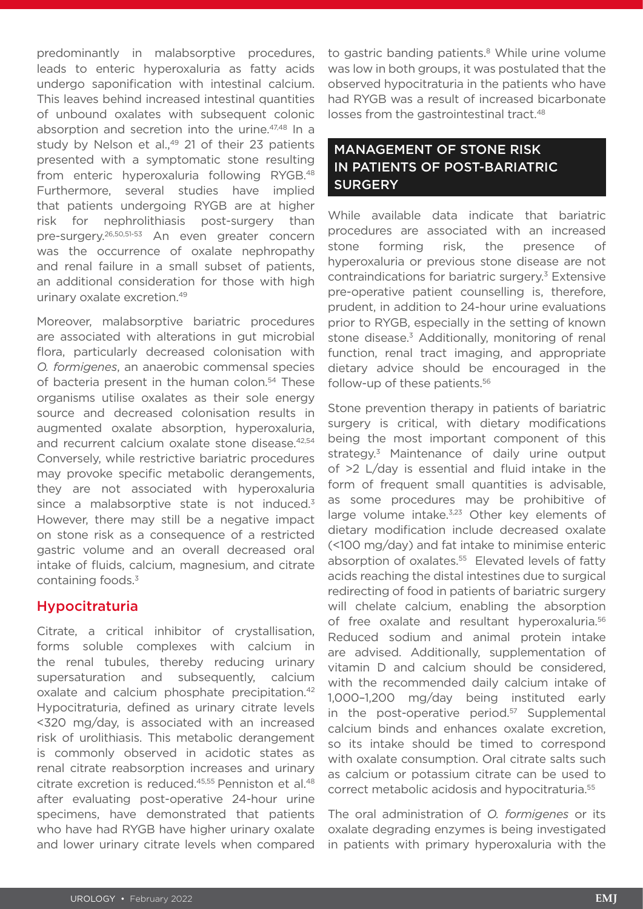predominantly in malabsorptive procedures, leads to enteric hyperoxaluria as fatty acids undergo saponification with intestinal calcium. This leaves behind increased intestinal quantities of unbound oxalates with subsequent colonic absorption and secretion into the urine.[47,48] In a study by Nelson et al.,[49] 21 of their 23 patients presented with a symptomatic stone resulting from enteric hyperoxaluria following RYGB.[48] Furthermore, several studies have implied that patients undergoing RYGB are at higher risk for nephrolithiasis post-surgery than pre-surgery.[26,50,51-53] An even greater concern was the occurrence of oxalate nephropathy and renal failure in a small subset of patients, an additional consideration for those with high urinary oxalate excretion.[49]

Moreover, malabsorptive bariatric procedures are associated with alterations in gut microbial flora, particularly decreased colonisation with *O. formigenes*, an anaerobic commensal species of bacteria present in the human colon.[54] These organisms utilise oxalates as their sole energy source and decreased colonisation results in augmented oxalate absorption, hyperoxaluria, and recurrent calcium oxalate stone disease.[42,54] Conversely, while restrictive bariatric procedures may provoke specific metabolic derangements, they are not associated with hyperoxaluria since a malabsorptive state is not induced.[3] However, there may still be a negative impact on stone risk as a consequence of a restricted gastric volume and an overall decreased oral intake of fluids, calcium, magnesium, and citrate containing foods.[3]

### Hypocitraturia

Citrate, a critical inhibitor of crystallisation, forms soluble complexes with calcium in the renal tubules, thereby reducing urinary supersaturation and subsequently, calcium oxalate and calcium phosphate precipitation.[42] Hypocitraturia, defined as urinary citrate levels <320 mg/day, is associated with an increased risk of urolithiasis. This metabolic derangement is commonly observed in acidotic states as renal citrate reabsorption increases and urinary citrate excretion is reduced.[45,55] Penniston et al.[48] after evaluating post-operative 24-hour urine specimens, have demonstrated that patients who have had RYGB have higher urinary oxalate and lower urinary citrate levels when compared to gastric banding patients.[8] While urine volume was low in both groups, it was postulated that the observed hypocitraturia in the patients who have had RYGB was a result of increased bicarbonate losses from the gastrointestinal tract.[48]

## MANAGEMENT OF STONE RISK IN PATIENTS OF POST-BARIATRIC SURGERY

While available data indicate that bariatric procedures are associated with an increased stone forming risk, the presence of hyperoxaluria or previous stone disease are not contraindications for bariatric surgery.[3] Extensive pre-operative patient counselling is, therefore, prudent, in addition to 24-hour urine evaluations prior to RYGB, especially in the setting of known stone disease.[3] Additionally, monitoring of renal function, renal tract imaging, and appropriate dietary advice should be encouraged in the follow-up of these patients.[56]

Stone prevention therapy in patients of bariatric surgery is critical, with dietary modifications being the most important component of this strategy.[3] Maintenance of daily urine output of >2 L/day is essential and fluid intake in the form of frequent small quantities is advisable, as some procedures may be prohibitive of large volume intake.[3,23] Other key elements of dietary modification include decreased oxalate (<100 mg/day) and fat intake to minimise enteric absorption of oxalates.[55] Elevated levels of fatty acids reaching the distal intestines due to surgical redirecting of food in patients of bariatric surgery will chelate calcium, enabling the absorption of free oxalate and resultant hyperoxaluria.[56] Reduced sodium and animal protein intake are advised. Additionally, supplementation of vitamin D and calcium should be considered, with the recommended daily calcium intake of 1,000–1,200 mg/day being instituted early in the post-operative period.[57] Supplemental calcium binds and enhances oxalate excretion, so its intake should be timed to correspond with oxalate consumption. Oral citrate salts such as calcium or potassium citrate can be used to correct metabolic acidosis and hypocitraturia.[55]

The oral administration of *O. formigenes* or its oxalate degrading enzymes is being investigated in patients with primary hyperoxaluria with the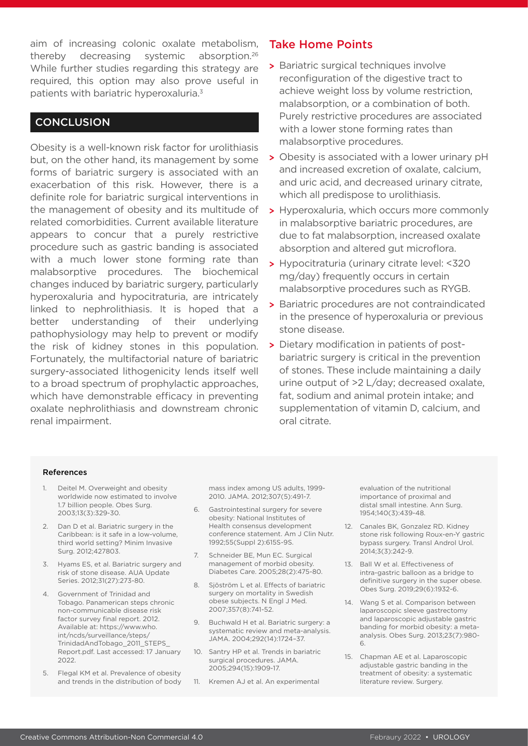aim of increasing colonic oxalate metabolism, thereby decreasing systemic absorption.[26] While further studies regarding this strategy are required, this option may also prove useful in patients with bariatric hyperoxaluria.[3]

## CONCLUSION

Obesity is a well-known risk factor for urolithiasis but, on the other hand, its management by some forms of bariatric surgery is associated with an exacerbation of this risk. However, there is a definite role for bariatric surgical interventions in the management of obesity and its multitude of related comorbidities. Current available literature appears to concur that a purely restrictive procedure such as gastric banding is associated with a much lower stone forming rate than malabsorptive procedures. The biochemical changes induced by bariatric surgery, particularly hyperoxaluria and hypocitraturia, are intricately linked to nephrolithiasis. It is hoped that a better understanding of their underlying pathophysiology may help to prevent or modify the risk of kidney stones in this population. Fortunately, the multifactorial nature of bariatric surgery-associated lithogenicity lends itself well to a broad spectrum of prophylactic approaches, which have demonstrable efficacy in preventing oxalate nephrolithiasis and downstream chronic renal impairment.

## Take Home Points

- Bariatric surgical techniques involve reconfiguration of the digestive tract to achieve weight loss by volume restriction, malabsorption, or a combination of both. Purely restrictive procedures are associated with a lower stone forming rates than malabsorptive procedures.
- Obesity is associated with a lower urinary pH and increased excretion of oxalate, calcium, and uric acid, and decreased urinary citrate, which all predispose to urolithiasis.
- Hyperoxaluria, which occurs more commonly in malabsorptive bariatric procedures, are due to fat malabsorption, increased oxalate absorption and altered gut microflora.
- Hypocitraturia (urinary citrate level: <320 mg/day) frequently occurs in certain malabsorptive procedures such as RYGB.
- Bariatric procedures are not contraindicated in the presence of hyperoxaluria or previous stone disease.
- Dietary modification in patients of post-bariatric surgery is critical in the prevention of stones. These include maintaining a daily urine output of >2 L/day; decreased oxalate, fat, sodium and animal protein intake; and supplementation of vitamin D, calcium, and oral citrate.

#### References

1. Deitel M. Overweight and obesity worldwide now estimated to involve 1.7 billion people. Obes Surg. 2003;13(3):329-30.
2. Dan D et al. Bariatric surgery in the Caribbean: is it safe in a low-volume, third world setting? Minim Invasive Surg. 2012;427803.
3. Hyams ES, et al. Bariatric surgery and risk of stone disease. AUA Update Series. 2012;31(27):273-80.
4. Government of Trinidad and Tobago. Panamerican steps chronic non-communicable disease risk factor survey final report. 2012. Available at: https://www.who.int/ncds/surveillance/steps/TrinidadAndTobago_2011_STEPS_Report.pdf. Last accessed: 17 January 2022.
5. Flegal KM et al. Prevalence of obesity and trends in the distribution of body mass index among US adults, 1999-2010. JAMA. 2012;307(5):491-7.
6. Gastrointestinal surgery for severe obesity: National Institutes of Health consensus development conference statement. Am J Clin Nutr. 1992;55(Suppl 2):615S-9S.
7. Schneider BE, Mun EC. Surgical management of morbid obesity. Diabetes Care. 2005;28(2):475-80.
8. Sjöström L et al. Effects of bariatric surgery on mortality in Swedish obese subjects. N Engl J Med. 2007;357(8):741-52.
9. Buchwald H et al. Bariatric surgery: a systematic review and meta-analysis. JAMA. 2004;292(14):1724–37.
10. Santry HP et al. Trends in bariatric surgical procedures. JAMA. 2005;294(15):1909-17.
11. Kremen AJ et al. An experimental evaluation of the nutritional importance of proximal and distal small intestine. Ann Surg. 1954;140(3):439-48.
12. Canales BK, Gonzalez RD. Kidney stone risk following Roux-en-Y gastric bypass surgery. Transl Androl Urol. 2014;3(3):242-9.
13. Ball W et al. Effectiveness of intra-gastric balloon as a bridge to definitive surgery in the super obese. Obes Surg. 2019;29(6):1932-6.
14. Wang S et al. Comparison between laparoscopic sleeve gastrectomy and laparoscopic adjustable gastric banding for morbid obesity: a meta-analysis. Obes Surg. 2013;23(7):980-6.
15. Chapman AE et al. Laparoscopic adjustable gastric banding in the treatment of obesity: a systematic literature review. Surgery.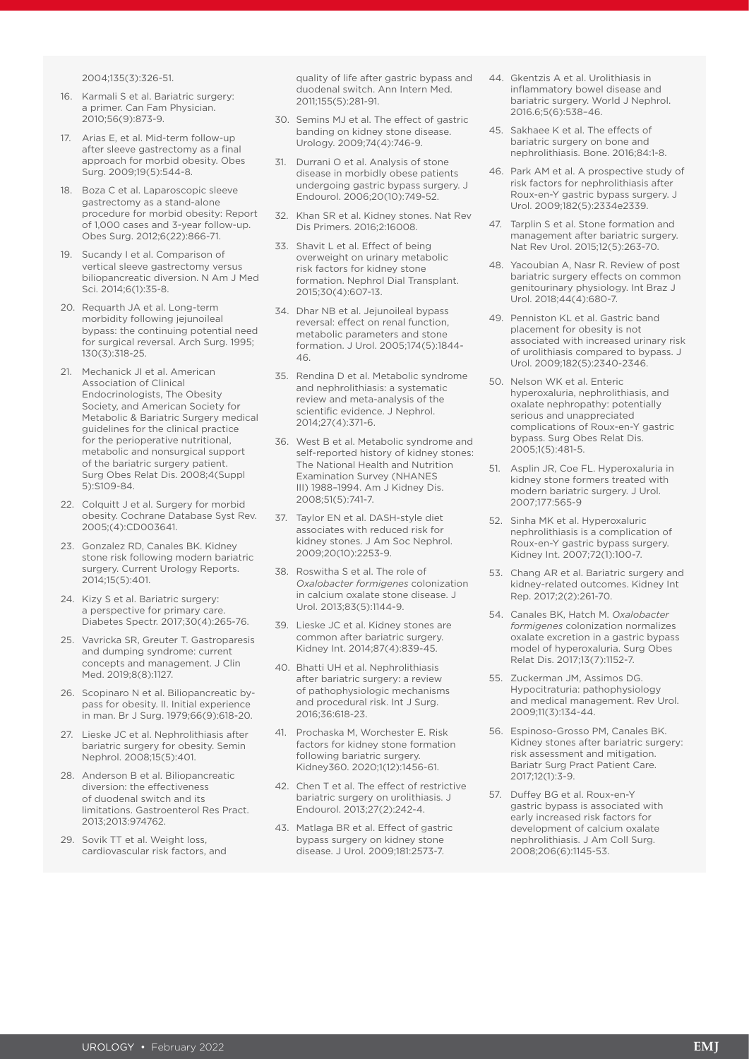2004;135(3):326-51.

16. Karmali S et al. Bariatric surgery: a primer. Can Fam Physician. 2010;56(9):873-9.
17. Arias E, et al. Mid-term follow-up after sleeve gastrectomy as a final approach for morbid obesity. Obes Surg. 2009;19(5):544-8.
18. Boza C et al. Laparoscopic sleeve gastrectomy as a stand-alone procedure for morbid obesity: Report of 1,000 cases and 3-year follow-up. Obes Surg. 2012;6(22):866-71.
19. Sucandy I et al. Comparison of vertical sleeve gastrectomy versus biliopancreatic diversion. N Am J Med Sci. 2014;6(1):35-8.
20. Requarth JA et al. Long-term morbidity following jejunoileal bypass: the continuing potential need for surgical reversal. Arch Surg. 1995; 130(3):318-25.
21. Mechanick JI et al. American Association of Clinical Endocrinologists, The Obesity Society, and American Society for Metabolic & Bariatric Surgery medical guidelines for the clinical practice for the perioperative nutritional, metabolic and nonsurgical support of the bariatric surgery patient. Surg Obes Relat Dis. 2008;4(Suppl 5):S109-84.
22. Colquitt J et al. Surgery for morbid obesity. Cochrane Database Syst Rev. 2005;(4):CD003641.
23. Gonzalez RD, Canales BK. Kidney stone risk following modern bariatric surgery. Current Urology Reports. 2014;15(5):401.
24. Kizy S et al. Bariatric surgery: a perspective for primary care. Diabetes Spectr. 2017;30(4):265-76.
25. Vavricka SR, Greuter T. Gastroparesis and dumping syndrome: current concepts and management. J Clin Med. 2019;8(8):1127.
26. Scopinaro N et al. Biliopancreatic by-pass for obesity. II. Initial experience in man. Br J Surg. 1979;66(9):618-20.
27. Lieske JC et al. Nephrolithiasis after bariatric surgery for obesity. Semin Nephrol. 2008;15(5):401.
28. Anderson B et al. Biliopancreatic diversion: the effectiveness of duodenal switch and its limitations. Gastroenterol Res Pract. 2013;2013:974762.
29. Sovik TT et al. Weight loss, cardiovascular risk factors, and quality of life after gastric bypass and duodenal switch. Ann Intern Med. 2011;155(5):281-91.
30. Semins MJ et al. The effect of gastric banding on kidney stone disease. Urology. 2009;74(4):746-9.
31. Durrani O et al. Analysis of stone disease in morbidly obese patients undergoing gastric bypass surgery. J Endourol. 2006;20(10):749-52.
32. Khan SR et al. Kidney stones. Nat Rev Dis Primers. 2016;2:16008.
33. Shavit L et al. Effect of being overweight on urinary metabolic risk factors for kidney stone formation. Nephrol Dial Transplant. 2015;30(4):607-13.
34. Dhar NB et al. Jejunoileal bypass reversal: effect on renal function, metabolic parameters and stone formation. J Urol. 2005;174(5):1844-46.
35. Rendina D et al. Metabolic syndrome and nephrolithiasis: a systematic review and meta-analysis of the scientific evidence. J Nephrol. 2014;27(4):371-6.
36. West B et al. Metabolic syndrome and self-reported history of kidney stones: The National Health and Nutrition Examination Survey (NHANES III) 1988–1994. Am J Kidney Dis. 2008;51(5):741-7.
37. Taylor EN et al. DASH-style diet associates with reduced risk for kidney stones. J Am Soc Nephrol. 2009;20(10):2253-9.
38. Roswitha S et al. The role of *Oxalobacter formigenes* colonization in calcium oxalate stone disease. J Urol. 2013;83(5):1144-9.
39. Lieske JC et al. Kidney stones are common after bariatric surgery. Kidney Int. 2014;87(4):839-45.
40. Bhatti UH et al. Nephrolithiasis after bariatric surgery: a review of pathophysiologic mechanisms and procedural risk. Int J Surg. 2016;36:618-23.
41. Prochaska M, Worchester E. Risk factors for kidney stone formation following bariatric surgery. Kidney360. 2020;1(12):1456-61.
42. Chen T et al. The effect of restrictive bariatric surgery on urolithiasis. J Endourol. 2013;27(2):242-4.
43. Matlaga BR et al. Effect of gastric bypass surgery on kidney stone disease. J Urol. 2009;181:2573-7.
44. Gkentzis A et al. Urolithiasis in inflammatory bowel disease and bariatric surgery. World J Nephrol. 2016.6;5(6):538–46.
45. Sakhaee K et al. The effects of bariatric surgery on bone and nephrolithiasis. Bone. 2016;84:1-8.
46. Park AM et al. A prospective study of risk factors for nephrolithiasis after Roux-en-Y gastric bypass surgery. J Urol. 2009;182(5):2334e2339.
47. Tarplin S et al. Stone formation and management after bariatric surgery. Nat Rev Urol. 2015;12(5):263-70.
48. Yacoubian A, Nasr R. Review of post bariatric surgery effects on common genitourinary physiology. Int Braz J Urol. 2018;44(4):680-7.
49. Penniston KL et al. Gastric band placement for obesity is not associated with increased urinary risk of urolithiasis compared to bypass. J Urol. 2009;182(5):2340-2346.
50. Nelson WK et al. Enteric hyperoxaluria, nephrolithiasis, and oxalate nephropathy: potentially serious and unappreciated complications of Roux-en-Y gastric bypass. Surg Obes Relat Dis. 2005;1(5):481-5.
51. Asplin JR, Coe FL. Hyperoxaluria in kidney stone formers treated with modern bariatric surgery. J Urol. 2007;177:565-9
52. Sinha MK et al. Hyperoxaluric nephrolithiasis is a complication of Roux-en-Y gastric bypass surgery. Kidney Int. 2007;72(1):100-7.
53. Chang AR et al. Bariatric surgery and kidney-related outcomes. Kidney Int Rep. 2017;2(2):261-70.
54. Canales BK, Hatch M. *Oxalobacter formigenes* colonization normalizes oxalate excretion in a gastric bypass model of hyperoxaluria. Surg Obes Relat Dis. 2017;13(7):1152-7.
55. Zuckerman JM, Assimos DG. Hypocitraturia: pathophysiology and medical management. Rev Urol. 2009;11(3):134-44.
56. Espinoso-Grosso PM, Canales BK. Kidney stones after bariatric surgery: risk assessment and mitigation. Bariatr Surg Pract Patient Care. 2017;12(1):3-9.
57. Duffey BG et al. Roux-en-Y gastric bypass is associated with early increased risk factors for development of calcium oxalate nephrolithiasis. J Am Coll Surg. 2008;206(6):1145-53.